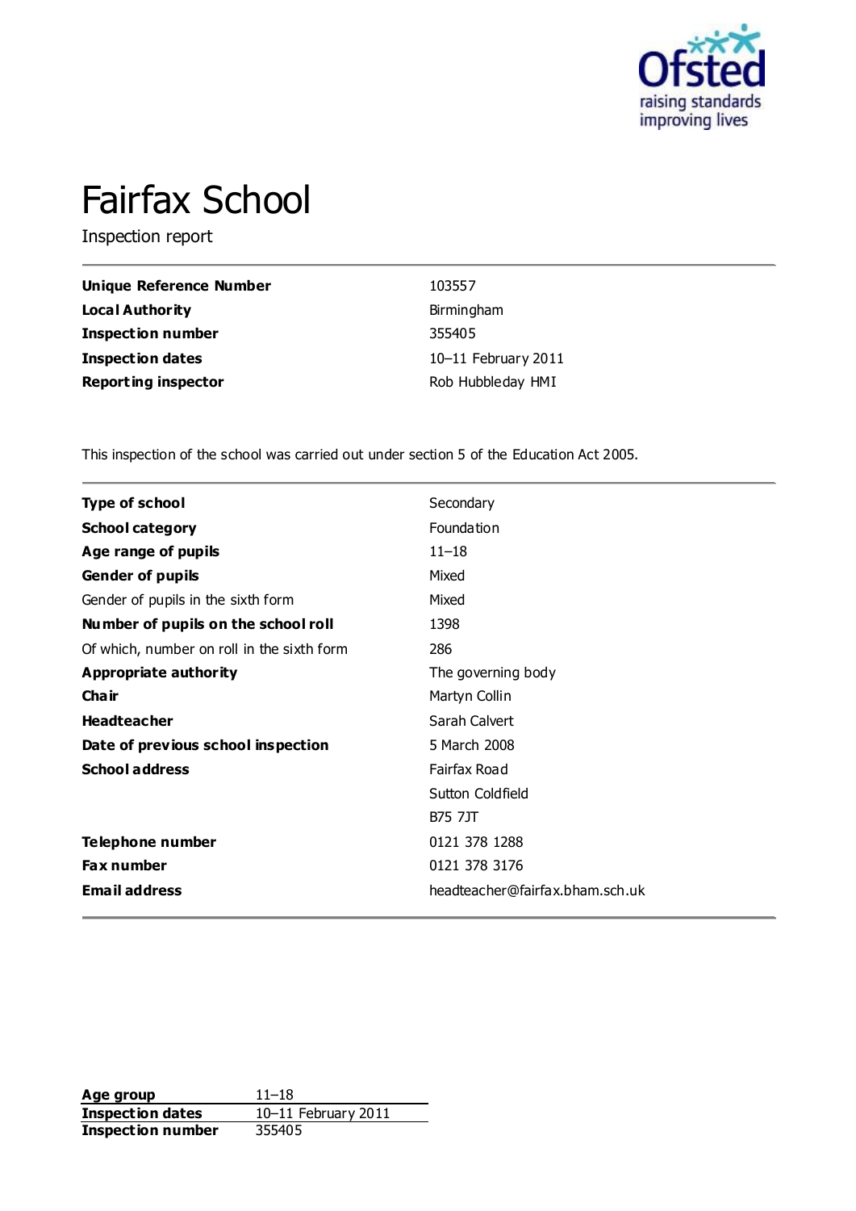# Fairfax School

Inspection report

| | |
|---|---|
| **Unique Reference Number** | 103557 |
| **Local Authority** | Birmingham |
| **Inspection number** | 355405 |
| **Inspection dates** | 10–11 February 2011 |
| **Reporting inspector** | Rob Hubbleday HMI |

This inspection of the school was carried out under section 5 of the Education Act 2005.

| | |
|---|---|
| **Type of school** | Secondary |
| **School category** | Foundation |
| **Age range of pupils** | 11–18 |
| **Gender of pupils** | Mixed |
| Gender of pupils in the sixth form | Mixed |
| **Number of pupils on the school roll** | 1398 |
| Of which, number on roll in the sixth form | 286 |
| **Appropriate authority** | The governing body |
| **Chair** | Martyn Collin |
| **Headteacher** | Sarah Calvert |
| **Date of previous school inspection** | 5 March 2008 |
| **School address** | Fairfax Road<br>Sutton Coldfield<br>B75 7JT |
| **Telephone number** | 0121 378 1288 |
| **Fax number** | 0121 378 3176 |
| **Email address** | headteacher@fairfax.bham.sch.uk |

| | |
|---|---|
| **Age group** | 11–18 |
| **Inspection dates** | 10–11 February 2011 |
| **Inspection number** | 355405 |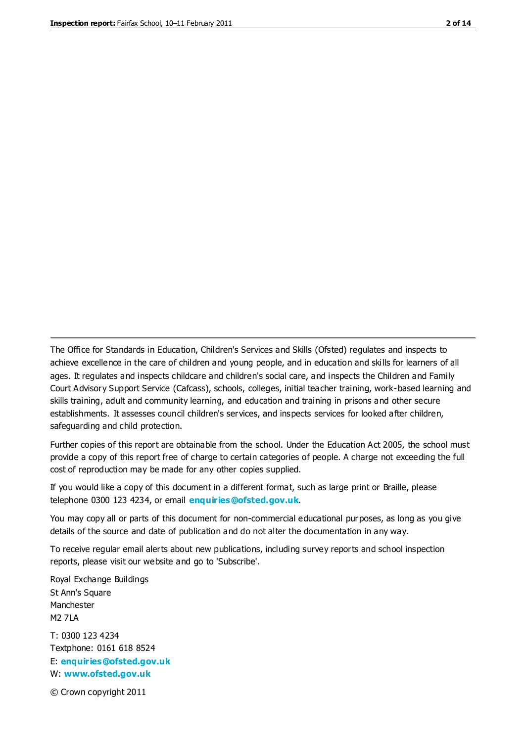The Office for Standards in Education, Children's Services and Skills (Ofsted) regulates and inspects to achieve excellence in the care of children and young people, and in education and skills for learners of all ages. It regulates and inspects childcare and children's social care, and inspects the Children and Family Court Advisory Support Service (Cafcass), schools, colleges, initial teacher training, work-based learning and skills training, adult and community learning, and education and training in prisons and other secure establishments. It assesses council children's services, and inspects services for looked after children, safeguarding and child protection.

Further copies of this report are obtainable from the school. Under the Education Act 2005, the school must provide a copy of this report free of charge to certain categories of people. A charge not exceeding the full cost of reproduction may be made for any other copies supplied.

If you would like a copy of this document in a different format, such as large print or Braille, please telephone 0300 123 4234, or email **enquiries@ofsted.gov.uk**.

You may copy all or parts of this document for non-commercial educational purposes, as long as you give details of the source and date of publication and do not alter the documentation in any way.

To receive regular email alerts about new publications, including survey reports and school inspection reports, please visit our website and go to 'Subscribe'.

Royal Exchange Buildings
St Ann's Square
Manchester
M2 7LA

T: 0300 123 4234
Textphone: 0161 618 8524
E: **enquiries@ofsted.gov.uk**
W: **www.ofsted.gov.uk**

© Crown copyright 2011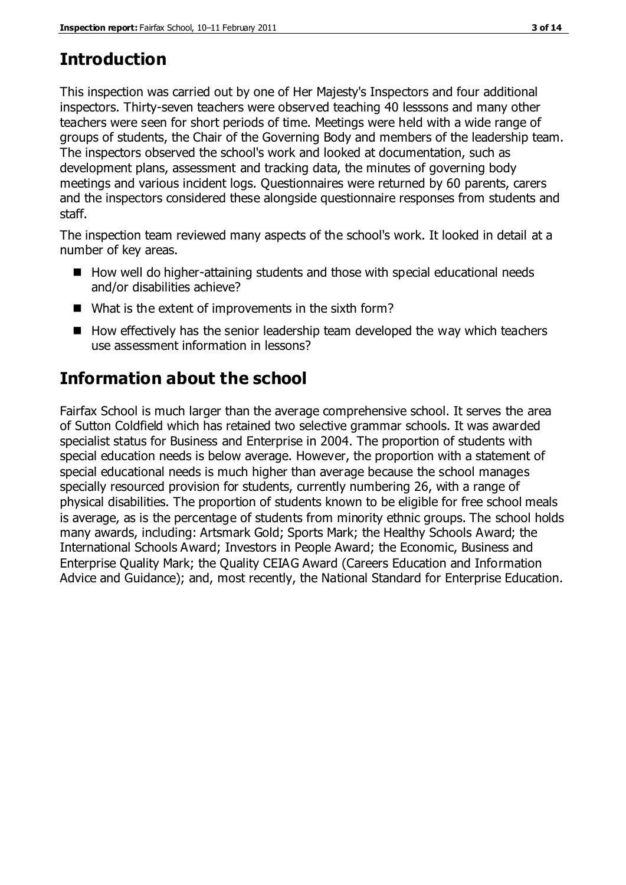## Introduction

This inspection was carried out by one of Her Majesty's Inspectors and four additional inspectors. Thirty-seven teachers were observed teaching 40 lesssons and many other teachers were seen for short periods of time. Meetings were held with a wide range of groups of students, the Chair of the Governing Body and members of the leadership team. The inspectors observed the school's work and looked at documentation, such as development plans, assessment and tracking data, the minutes of governing body meetings and various incident logs. Questionnaires were returned by 60 parents, carers and the inspectors considered these alongside questionnaire responses from students and staff.

The inspection team reviewed many aspects of the school's work. It looked in detail at a number of key areas.

- How well do higher-attaining students and those with special educational needs and/or disabilities achieve?
- What is the extent of improvements in the sixth form?
- How effectively has the senior leadership team developed the way which teachers use assessment information in lessons?

## Information about the school

Fairfax School is much larger than the average comprehensive school. It serves the area of Sutton Coldfield which has retained two selective grammar schools. It was awarded specialist status for Business and Enterprise in 2004. The proportion of students with special education needs is below average. However, the proportion with a statement of special educational needs is much higher than average because the school manages specially resourced provision for students, currently numbering 26, with a range of physical disabilities. The proportion of students known to be eligible for free school meals is average, as is the percentage of students from minority ethnic groups. The school holds many awards, including: Artsmark Gold; Sports Mark; the Healthy Schools Award; the International Schools Award; Investors in People Award; the Economic, Business and Enterprise Quality Mark; the Quality CEIAG Award (Careers Education and Information Advice and Guidance); and, most recently, the National Standard for Enterprise Education.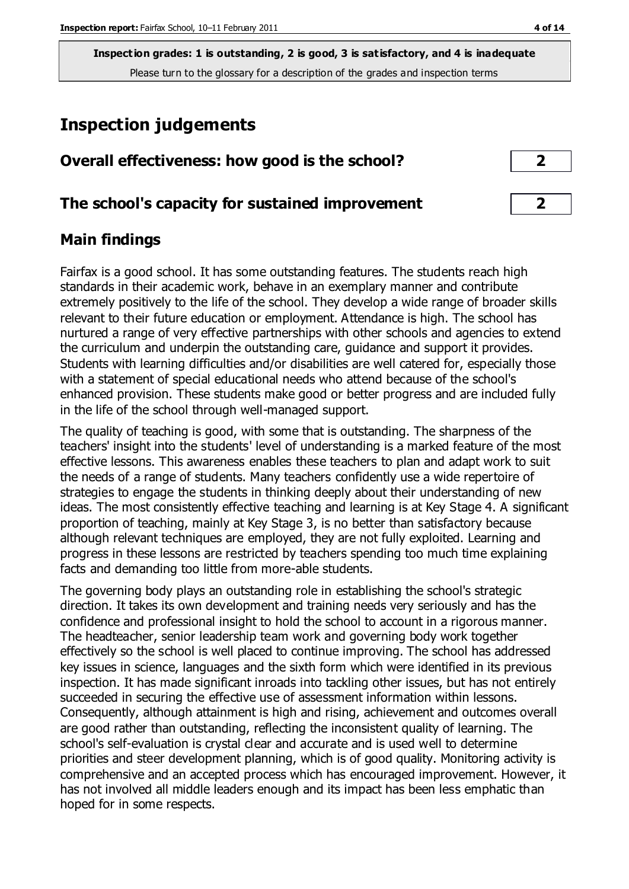**Inspection grades: 1 is outstanding, 2 is good, 3 is satisfactory, and 4 is inadequate**
Please turn to the glossary for a description of the grades and inspection terms

# Inspection judgements

| Overall effectiveness: how good is the school? | 2 |
|---|---|
| **The school's capacity for sustained improvement** | **2** |

## Main findings

Fairfax is a good school. It has some outstanding features. The students reach high standards in their academic work, behave in an exemplary manner and contribute extremely positively to the life of the school. They develop a wide range of broader skills relevant to their future education or employment. Attendance is high. The school has nurtured a range of very effective partnerships with other schools and agencies to extend the curriculum and underpin the outstanding care, guidance and support it provides. Students with learning difficulties and/or disabilities are well catered for, especially those with a statement of special educational needs who attend because of the school's enhanced provision. These students make good or better progress and are included fully in the life of the school through well-managed support.

The quality of teaching is good, with some that is outstanding. The sharpness of the teachers' insight into the students' level of understanding is a marked feature of the most effective lessons. This awareness enables these teachers to plan and adapt work to suit the needs of a range of students. Many teachers confidently use a wide repertoire of strategies to engage the students in thinking deeply about their understanding of new ideas. The most consistently effective teaching and learning is at Key Stage 4. A significant proportion of teaching, mainly at Key Stage 3, is no better than satisfactory because although relevant techniques are employed, they are not fully exploited. Learning and progress in these lessons are restricted by teachers spending too much time explaining facts and demanding too little from more-able students.

The governing body plays an outstanding role in establishing the school's strategic direction. It takes its own development and training needs very seriously and has the confidence and professional insight to hold the school to account in a rigorous manner. The headteacher, senior leadership team work and governing body work together effectively so the school is well placed to continue improving. The school has addressed key issues in science, languages and the sixth form which were identified in its previous inspection. It has made significant inroads into tackling other issues, but has not entirely succeeded in securing the effective use of assessment information within lessons. Consequently, although attainment is high and rising, achievement and outcomes overall are good rather than outstanding, reflecting the inconsistent quality of learning. The school's self-evaluation is crystal clear and accurate and is used well to determine priorities and steer development planning, which is of good quality. Monitoring activity is comprehensive and an accepted process which has encouraged improvement. However, it has not involved all middle leaders enough and its impact has been less emphatic than hoped for in some respects.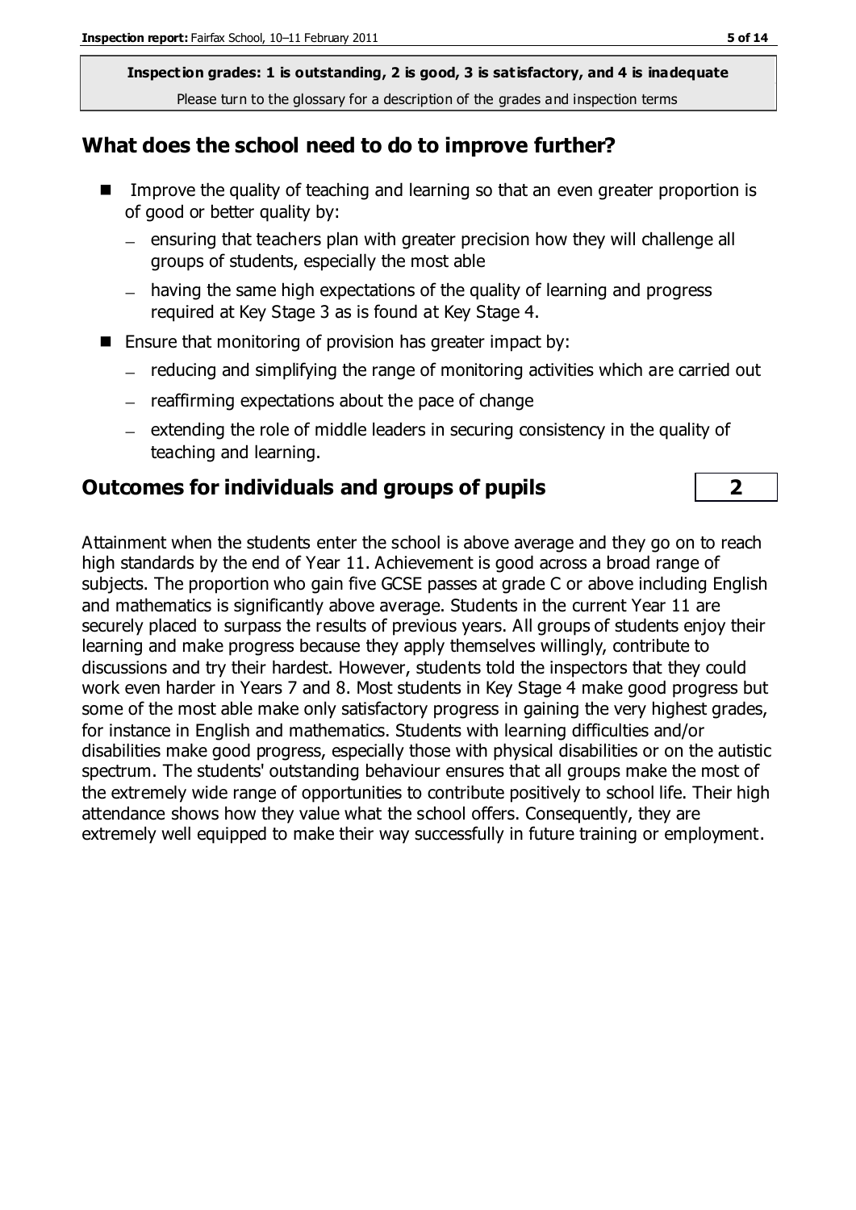**Inspection grades: 1 is outstanding, 2 is good, 3 is satisfactory, and 4 is inadequate**
Please turn to the glossary for a description of the grades and inspection terms

## What does the school need to do to improve further?

- Improve the quality of teaching and learning so that an even greater proportion is of good or better quality by:
  - ensuring that teachers plan with greater precision how they will challenge all groups of students, especially the most able
  - having the same high expectations of the quality of learning and progress required at Key Stage 3 as is found at Key Stage 4.
- Ensure that monitoring of provision has greater impact by:
  - reducing and simplifying the range of monitoring activities which are carried out
  - reaffirming expectations about the pace of change
  - extending the role of middle leaders in securing consistency in the quality of teaching and learning.

## Outcomes for individuals and groups of pupils — 2

Attainment when the students enter the school is above average and they go on to reach high standards by the end of Year 11. Achievement is good across a broad range of subjects. The proportion who gain five GCSE passes at grade C or above including English and mathematics is significantly above average. Students in the current Year 11 are securely placed to surpass the results of previous years. All groups of students enjoy their learning and make progress because they apply themselves willingly, contribute to discussions and try their hardest. However, students told the inspectors that they could work even harder in Years 7 and 8. Most students in Key Stage 4 make good progress but some of the most able make only satisfactory progress in gaining the very highest grades, for instance in English and mathematics. Students with learning difficulties and/or disabilities make good progress, especially those with physical disabilities or on the autistic spectrum. The students' outstanding behaviour ensures that all groups make the most of the extremely wide range of opportunities to contribute positively to school life. Their high attendance shows how they value what the school offers. Consequently, they are extremely well equipped to make their way successfully in future training or employment.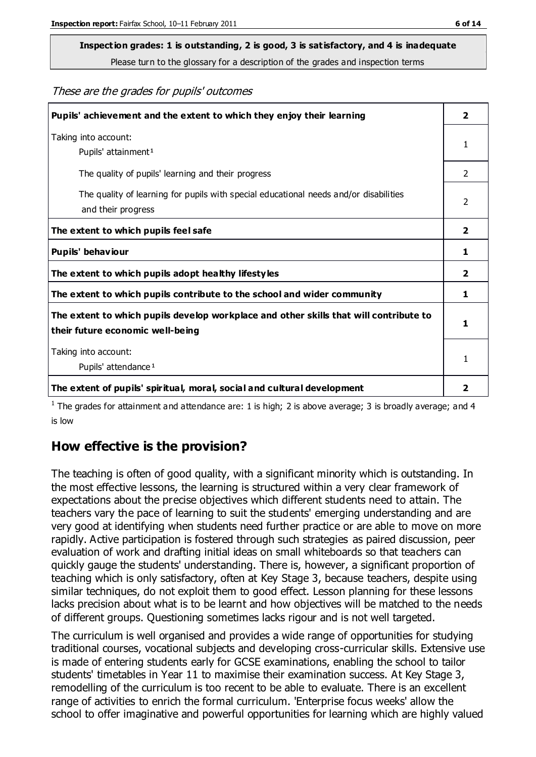**Inspection grades: 1 is outstanding, 2 is good, 3 is satisfactory, and 4 is inadequate**

Please turn to the glossary for a description of the grades and inspection terms

*These are the grades for pupils' outcomes*

| | |
|---|---|
| **Pupils' achievement and the extent to which they enjoy their learning** | **2** |
| Taking into account: Pupils' attainment[1] | 1 |
| The quality of pupils' learning and their progress | 2 |
| The quality of learning for pupils with special educational needs and/or disabilities and their progress | 2 |
| **The extent to which pupils feel safe** | **2** |
| **Pupils' behaviour** | **1** |
| **The extent to which pupils adopt healthy lifestyles** | **2** |
| **The extent to which pupils contribute to the school and wider community** | **1** |
| **The extent to which pupils develop workplace and other skills that will contribute to their future economic well-being** | **1** |
| Taking into account: Pupils' attendance[1] | 1 |
| **The extent of pupils' spiritual, moral, social and cultural development** | **2** |

[1] The grades for attainment and attendance are: 1 is high; 2 is above average; 3 is broadly average; and 4 is low

## How effective is the provision?

The teaching is often of good quality, with a significant minority which is outstanding. In the most effective lessons, the learning is structured within a very clear framework of expectations about the precise objectives which different students need to attain. The teachers vary the pace of learning to suit the students' emerging understanding and are very good at identifying when students need further practice or are able to move on more rapidly. Active participation is fostered through such strategies as paired discussion, peer evaluation of work and drafting initial ideas on small whiteboards so that teachers can quickly gauge the students' understanding. There is, however, a significant proportion of teaching which is only satisfactory, often at Key Stage 3, because teachers, despite using similar techniques, do not exploit them to good effect. Lesson planning for these lessons lacks precision about what is to be learnt and how objectives will be matched to the needs of different groups. Questioning sometimes lacks rigour and is not well targeted.

The curriculum is well organised and provides a wide range of opportunities for studying traditional courses, vocational subjects and developing cross-curricular skills. Extensive use is made of entering students early for GCSE examinations, enabling the school to tailor students' timetables in Year 11 to maximise their examination success. At Key Stage 3, remodelling of the curriculum is too recent to be able to evaluate. There is an excellent range of activities to enrich the formal curriculum. 'Enterprise focus weeks' allow the school to offer imaginative and powerful opportunities for learning which are highly valued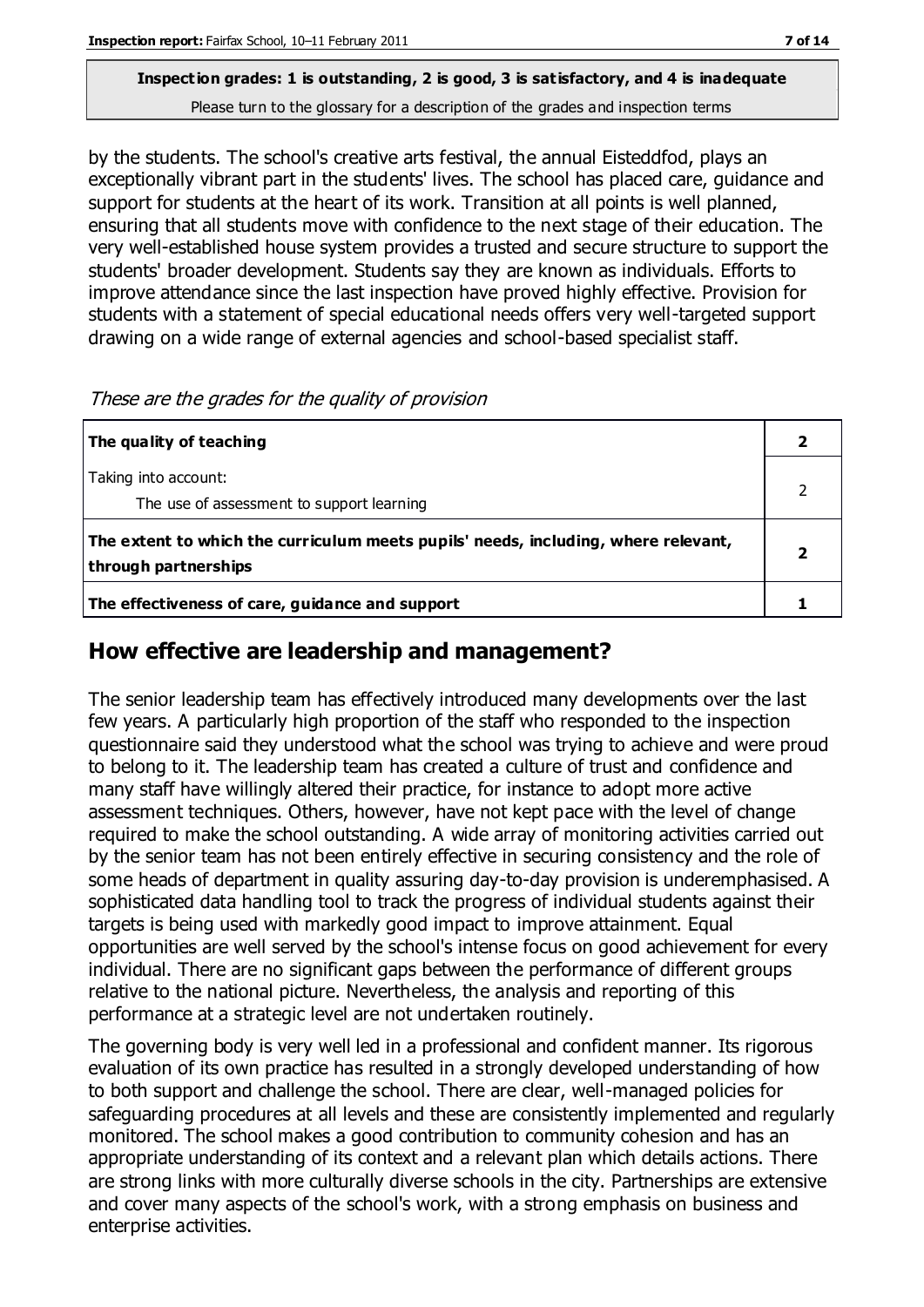**Inspection grades: 1 is outstanding, 2 is good, 3 is satisfactory, and 4 is inadequate**
Please turn to the glossary for a description of the grades and inspection terms

by the students. The school's creative arts festival, the annual Eisteddfod, plays an exceptionally vibrant part in the students' lives. The school has placed care, guidance and support for students at the heart of its work. Transition at all points is well planned, ensuring that all students move with confidence to the next stage of their education. The very well-established house system provides a trusted and secure structure to support the students' broader development. Students say they are known as individuals. Efforts to improve attendance since the last inspection have proved highly effective. Provision for students with a statement of special educational needs offers very well-targeted support drawing on a wide range of external agencies and school-based specialist staff.

*These are the grades for the quality of provision*

| | |
|---|---|
| **The quality of teaching** | **2** |
| Taking into account:<br>The use of assessment to support learning | 2 |
| **The extent to which the curriculum meets pupils' needs, including, where relevant, through partnerships** | **2** |
| **The effectiveness of care, guidance and support** | **1** |

## How effective are leadership and management?

The senior leadership team has effectively introduced many developments over the last few years. A particularly high proportion of the staff who responded to the inspection questionnaire said they understood what the school was trying to achieve and were proud to belong to it. The leadership team has created a culture of trust and confidence and many staff have willingly altered their practice, for instance to adopt more active assessment techniques. Others, however, have not kept pace with the level of change required to make the school outstanding. A wide array of monitoring activities carried out by the senior team has not been entirely effective in securing consistency and the role of some heads of department in quality assuring day-to-day provision is underemphasised. A sophisticated data handling tool to track the progress of individual students against their targets is being used with markedly good impact to improve attainment. Equal opportunities are well served by the school's intense focus on good achievement for every individual. There are no significant gaps between the performance of different groups relative to the national picture. Nevertheless, the analysis and reporting of this performance at a strategic level are not undertaken routinely.

The governing body is very well led in a professional and confident manner. Its rigorous evaluation of its own practice has resulted in a strongly developed understanding of how to both support and challenge the school. There are clear, well-managed policies for safeguarding procedures at all levels and these are consistently implemented and regularly monitored. The school makes a good contribution to community cohesion and has an appropriate understanding of its context and a relevant plan which details actions. There are strong links with more culturally diverse schools in the city. Partnerships are extensive and cover many aspects of the school's work, with a strong emphasis on business and enterprise activities.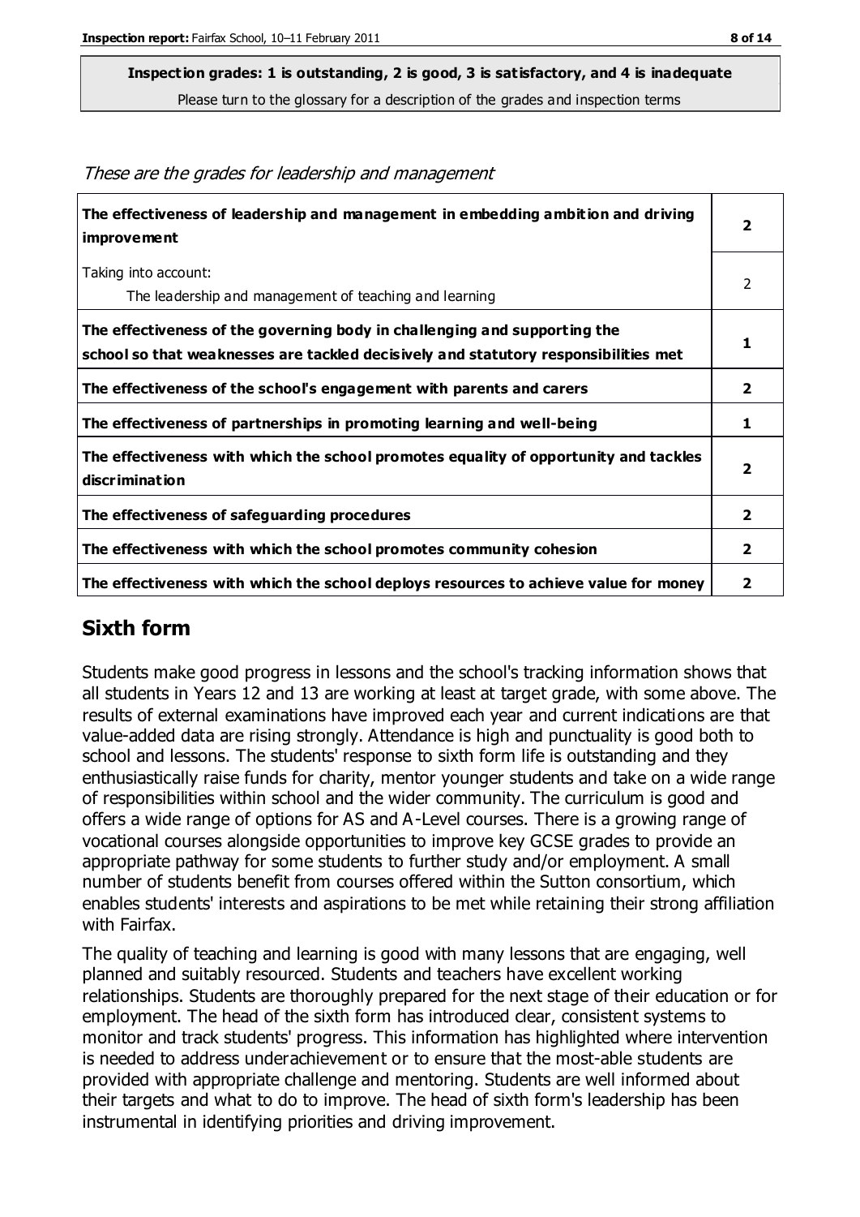**Inspection grades: 1 is outstanding, 2 is good, 3 is satisfactory, and 4 is inadequate**
Please turn to the glossary for a description of the grades and inspection terms

*These are the grades for leadership and management*

| | |
|---|---|
| **The effectiveness of leadership and management in embedding ambition and driving improvement** | **2** |
| Taking into account:<br>The leadership and management of teaching and learning | 2 |
| **The effectiveness of the governing body in challenging and supporting the school so that weaknesses are tackled decisively and statutory responsibilities met** | **1** |
| **The effectiveness of the school's engagement with parents and carers** | **2** |
| **The effectiveness of partnerships in promoting learning and well-being** | **1** |
| **The effectiveness with which the school promotes equality of opportunity and tackles discrimination** | **2** |
| **The effectiveness of safeguarding procedures** | **2** |
| **The effectiveness with which the school promotes community cohesion** | **2** |
| **The effectiveness with which the school deploys resources to achieve value for money** | **2** |

## Sixth form

Students make good progress in lessons and the school's tracking information shows that all students in Years 12 and 13 are working at least at target grade, with some above. The results of external examinations have improved each year and current indications are that value-added data are rising strongly. Attendance is high and punctuality is good both to school and lessons. The students' response to sixth form life is outstanding and they enthusiastically raise funds for charity, mentor younger students and take on a wide range of responsibilities within school and the wider community. The curriculum is good and offers a wide range of options for AS and A-Level courses. There is a growing range of vocational courses alongside opportunities to improve key GCSE grades to provide an appropriate pathway for some students to further study and/or employment. A small number of students benefit from courses offered within the Sutton consortium, which enables students' interests and aspirations to be met while retaining their strong affiliation with Fairfax.

The quality of teaching and learning is good with many lessons that are engaging, well planned and suitably resourced. Students and teachers have excellent working relationships. Students are thoroughly prepared for the next stage of their education or for employment. The head of the sixth form has introduced clear, consistent systems to monitor and track students' progress. This information has highlighted where intervention is needed to address underachievement or to ensure that the most-able students are provided with appropriate challenge and mentoring. Students are well informed about their targets and what to do to improve. The head of sixth form's leadership has been instrumental in identifying priorities and driving improvement.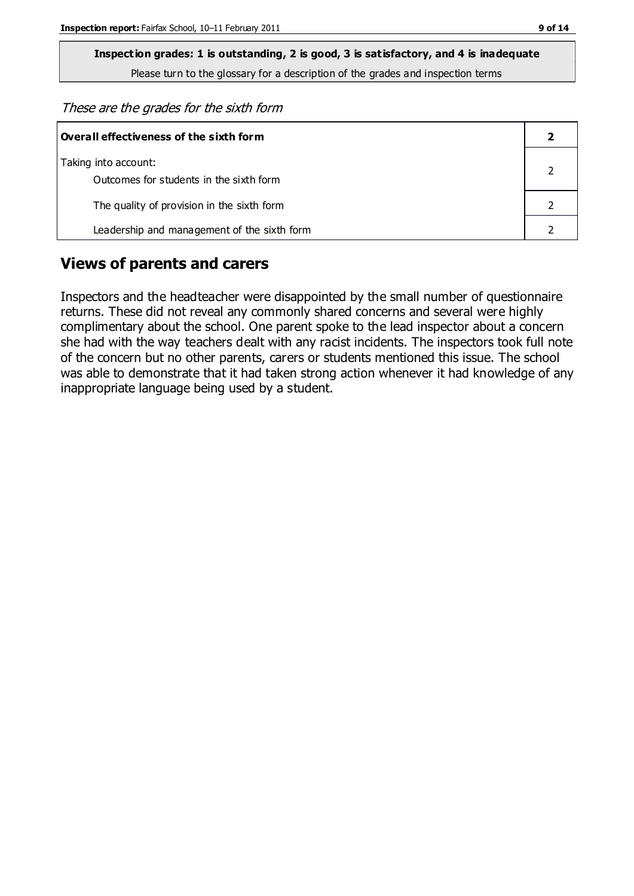**Inspection grades: 1 is outstanding, 2 is good, 3 is satisfactory, and 4 is inadequate**

Please turn to the glossary for a description of the grades and inspection terms

*These are the grades for the sixth form*

| **Overall effectiveness of the sixth form** | **2** |
|---|---|
| Taking into account:<br>Outcomes for students in the sixth form | 2 |
| The quality of provision in the sixth form | 2 |
| Leadership and management of the sixth form | 2 |

## Views of parents and carers

Inspectors and the headteacher were disappointed by the small number of questionnaire returns. These did not reveal any commonly shared concerns and several were highly complimentary about the school. One parent spoke to the lead inspector about a concern she had with the way teachers dealt with any racist incidents. The inspectors took full note of the concern but no other parents, carers or students mentioned this issue. The school was able to demonstrate that it had taken strong action whenever it had knowledge of any inappropriate language being used by a student.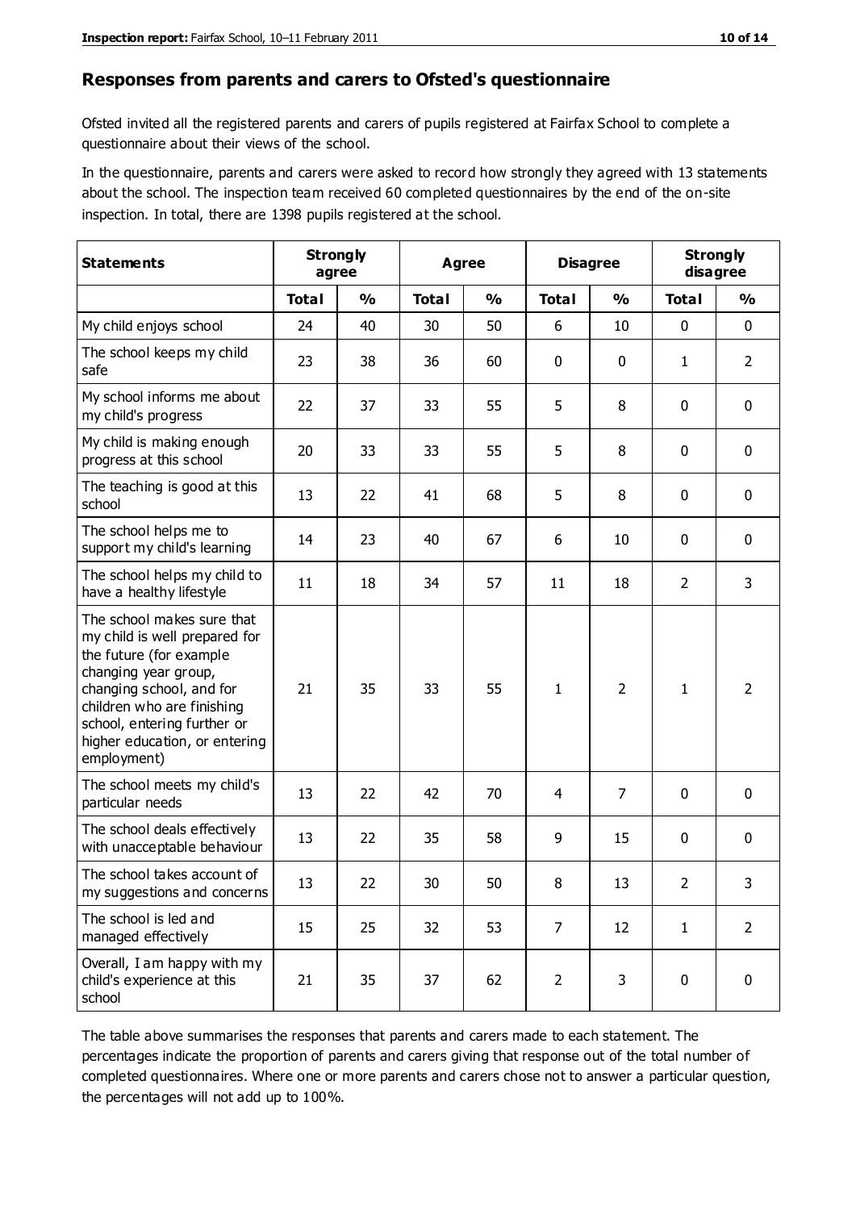## Responses from parents and carers to Ofsted's questionnaire

Ofsted invited all the registered parents and carers of pupils registered at Fairfax School to complete a questionnaire about their views of the school.

In the questionnaire, parents and carers were asked to record how strongly they agreed with 13 statements about the school. The inspection team received 60 completed questionnaires by the end of the on-site inspection. In total, there are 1398 pupils registered at the school.

| Statements | Strongly agree | | Agree | | Disagree | | Strongly disagree | |
|---|---|---|---|---|---|---|---|---|
| | Total | % | Total | % | Total | % | Total | % |
| My child enjoys school | 24 | 40 | 30 | 50 | 6 | 10 | 0 | 0 |
| The school keeps my child safe | 23 | 38 | 36 | 60 | 0 | 0 | 1 | 2 |
| My school informs me about my child's progress | 22 | 37 | 33 | 55 | 5 | 8 | 0 | 0 |
| My child is making enough progress at this school | 20 | 33 | 33 | 55 | 5 | 8 | 0 | 0 |
| The teaching is good at this school | 13 | 22 | 41 | 68 | 5 | 8 | 0 | 0 |
| The school helps me to support my child's learning | 14 | 23 | 40 | 67 | 6 | 10 | 0 | 0 |
| The school helps my child to have a healthy lifestyle | 11 | 18 | 34 | 57 | 11 | 18 | 2 | 3 |
| The school makes sure that my child is well prepared for the future (for example changing year group, changing school, and for children who are finishing school, entering further or higher education, or entering employment) | 21 | 35 | 33 | 55 | 1 | 2 | 1 | 2 |
| The school meets my child's particular needs | 13 | 22 | 42 | 70 | 4 | 7 | 0 | 0 |
| The school deals effectively with unacceptable behaviour | 13 | 22 | 35 | 58 | 9 | 15 | 0 | 0 |
| The school takes account of my suggestions and concerns | 13 | 22 | 30 | 50 | 8 | 13 | 2 | 3 |
| The school is led and managed effectively | 15 | 25 | 32 | 53 | 7 | 12 | 1 | 2 |
| Overall, I am happy with my child's experience at this school | 21 | 35 | 37 | 62 | 2 | 3 | 0 | 0 |

The table above summarises the responses that parents and carers made to each statement. The percentages indicate the proportion of parents and carers giving that response out of the total number of completed questionnaires. Where one or more parents and carers chose not to answer a particular question, the percentages will not add up to 100%.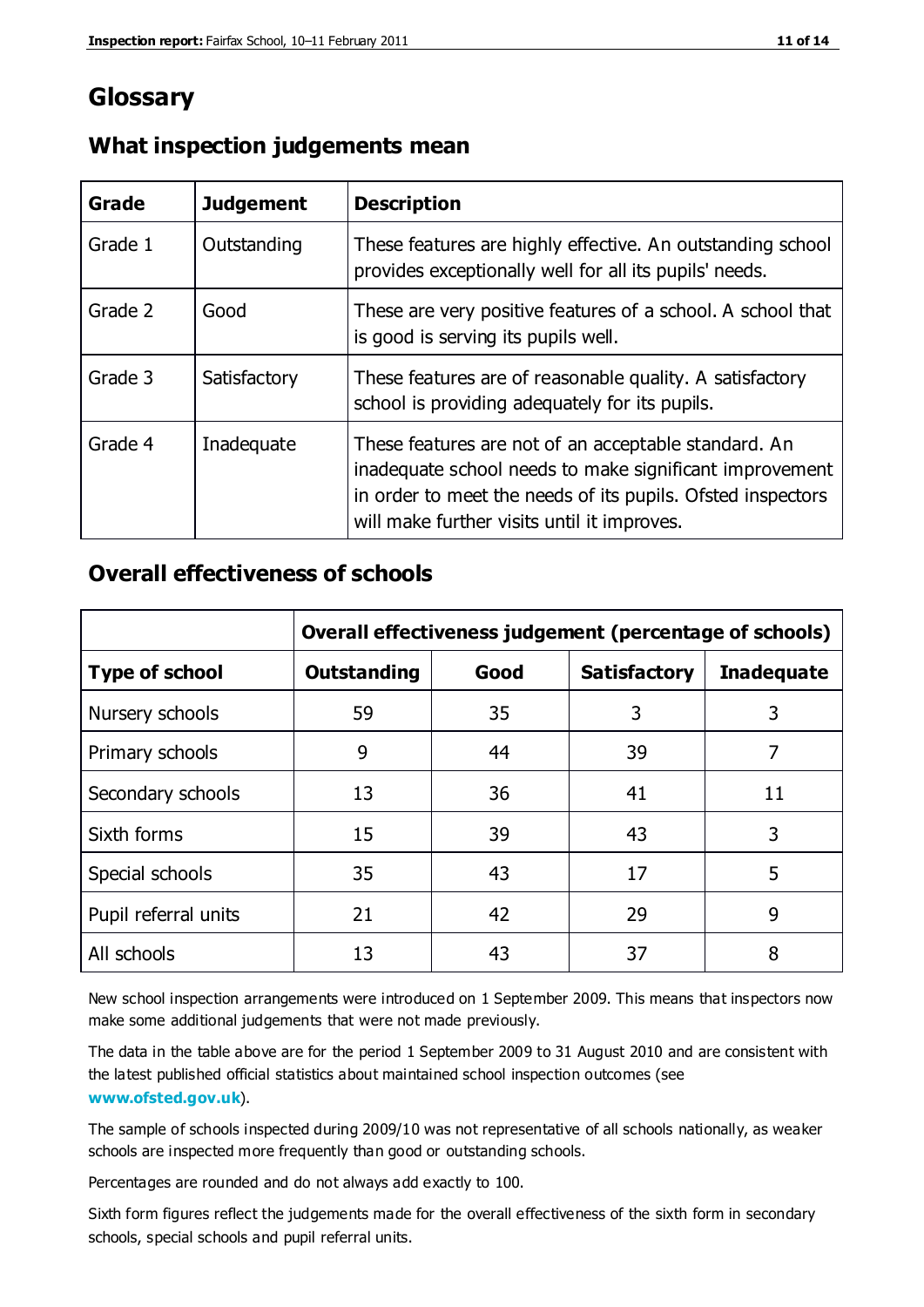# Glossary

## What inspection judgements mean

| Grade | Judgement | Description |
|---|---|---|
| Grade 1 | Outstanding | These features are highly effective. An outstanding school provides exceptionally well for all its pupils' needs. |
| Grade 2 | Good | These are very positive features of a school. A school that is good is serving its pupils well. |
| Grade 3 | Satisfactory | These features are of reasonable quality. A satisfactory school is providing adequately for its pupils. |
| Grade 4 | Inadequate | These features are not of an acceptable standard. An inadequate school needs to make significant improvement in order to meet the needs of its pupils. Ofsted inspectors will make further visits until it improves. |

## Overall effectiveness of schools

| | Overall effectiveness judgement (percentage of schools) | | | |
|---|---|---|---|---|
| **Type of school** | **Outstanding** | **Good** | **Satisfactory** | **Inadequate** |
| Nursery schools | 59 | 35 | 3 | 3 |
| Primary schools | 9 | 44 | 39 | 7 |
| Secondary schools | 13 | 36 | 41 | 11 |
| Sixth forms | 15 | 39 | 43 | 3 |
| Special schools | 35 | 43 | 17 | 5 |
| Pupil referral units | 21 | 42 | 29 | 9 |
| All schools | 13 | 43 | 37 | 8 |

New school inspection arrangements were introduced on 1 September 2009. This means that inspectors now make some additional judgements that were not made previously.

The data in the table above are for the period 1 September 2009 to 31 August 2010 and are consistent with the latest published official statistics about maintained school inspection outcomes (see **www.ofsted.gov.uk**).

The sample of schools inspected during 2009/10 was not representative of all schools nationally, as weaker schools are inspected more frequently than good or outstanding schools.

Percentages are rounded and do not always add exactly to 100.

Sixth form figures reflect the judgements made for the overall effectiveness of the sixth form in secondary schools, special schools and pupil referral units.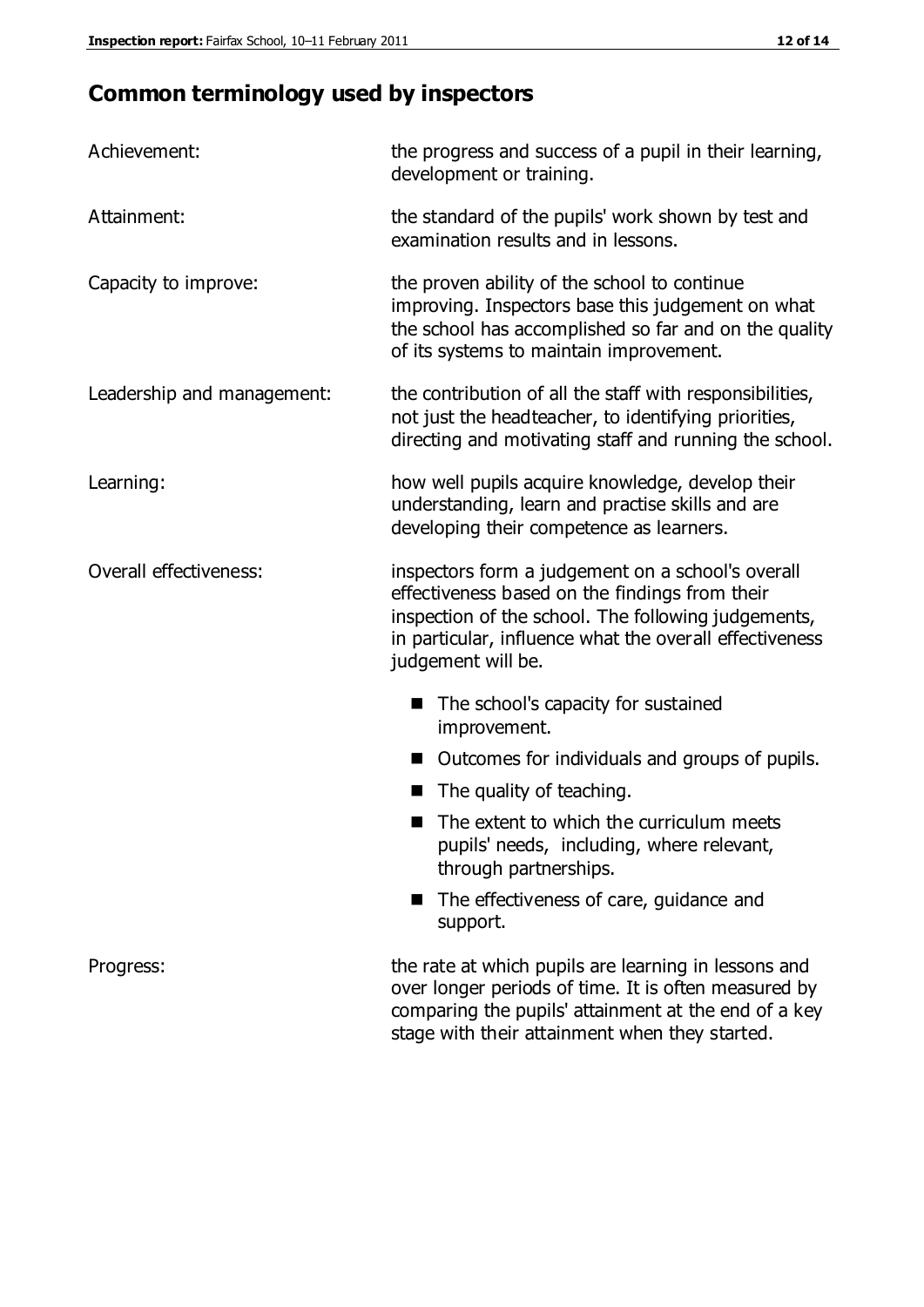## Common terminology used by inspectors

| | |
|---|---|
| Achievement: | the progress and success of a pupil in their learning, development or training. |
| Attainment: | the standard of the pupils' work shown by test and examination results and in lessons. |
| Capacity to improve: | the proven ability of the school to continue improving. Inspectors base this judgement on what the school has accomplished so far and on the quality of its systems to maintain improvement. |
| Leadership and management: | the contribution of all the staff with responsibilities, not just the headteacher, to identifying priorities, directing and motivating staff and running the school. |
| Learning: | how well pupils acquire knowledge, develop their understanding, learn and practise skills and are developing their competence as learners. |
| Overall effectiveness: | inspectors form a judgement on a school's overall effectiveness based on the findings from their inspection of the school. The following judgements, in particular, influence what the overall effectiveness judgement will be.<br>■ The school's capacity for sustained improvement.<br>■ Outcomes for individuals and groups of pupils.<br>■ The quality of teaching.<br>■ The extent to which the curriculum meets pupils' needs, including, where relevant, through partnerships.<br>■ The effectiveness of care, guidance and support. |
| Progress: | the rate at which pupils are learning in lessons and over longer periods of time. It is often measured by comparing the pupils' attainment at the end of a key stage with their attainment when they started. |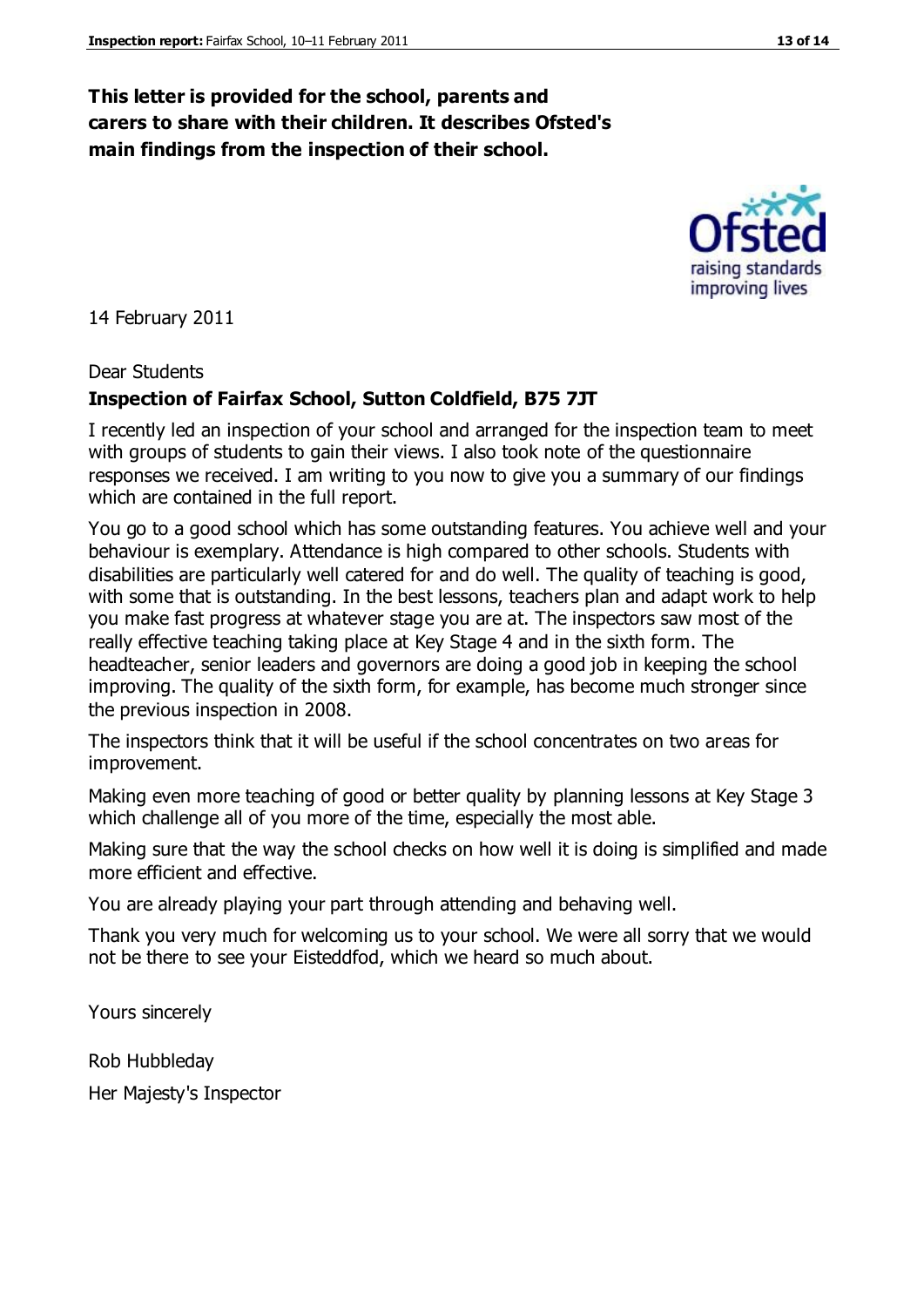**This letter is provided for the school, parents and carers to share with their children. It describes Ofsted's main findings from the inspection of their school.**

14 February 2011

Dear Students

**Inspection of Fairfax School, Sutton Coldfield, B75 7JT**

I recently led an inspection of your school and arranged for the inspection team to meet with groups of students to gain their views. I also took note of the questionnaire responses we received. I am writing to you now to give you a summary of our findings which are contained in the full report.

You go to a good school which has some outstanding features. You achieve well and your behaviour is exemplary. Attendance is high compared to other schools. Students with disabilities are particularly well catered for and do well. The quality of teaching is good, with some that is outstanding. In the best lessons, teachers plan and adapt work to help you make fast progress at whatever stage you are at. The inspectors saw most of the really effective teaching taking place at Key Stage 4 and in the sixth form. The headteacher, senior leaders and governors are doing a good job in keeping the school improving. The quality of the sixth form, for example, has become much stronger since the previous inspection in 2008.

The inspectors think that it will be useful if the school concentrates on two areas for improvement.

Making even more teaching of good or better quality by planning lessons at Key Stage 3 which challenge all of you more of the time, especially the most able.

Making sure that the way the school checks on how well it is doing is simplified and made more efficient and effective.

You are already playing your part through attending and behaving well.

Thank you very much for welcoming us to your school. We were all sorry that we would not be there to see your Eisteddfod, which we heard so much about.

Yours sincerely

Rob Hubbleday

Her Majesty's Inspector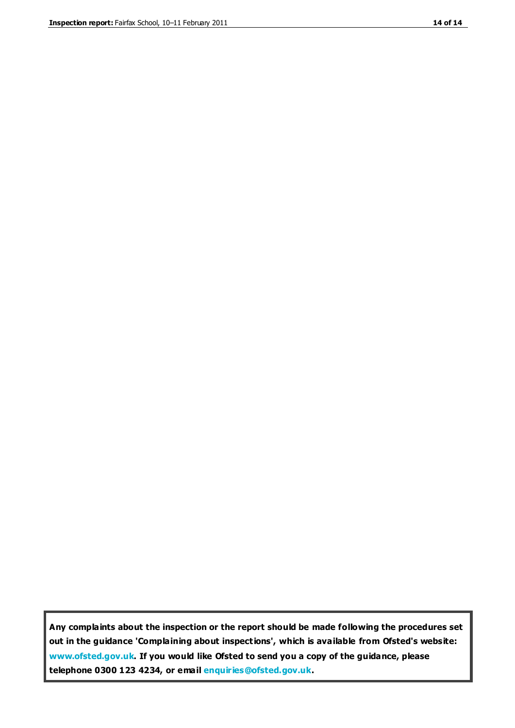**Any complaints about the inspection or the report should be made following the procedures set out in the guidance 'Complaining about inspections', which is available from Ofsted's website: www.ofsted.gov.uk. If you would like Ofsted to send you a copy of the guidance, please telephone 0300 123 4234, or email enquiries@ofsted.gov.uk.**